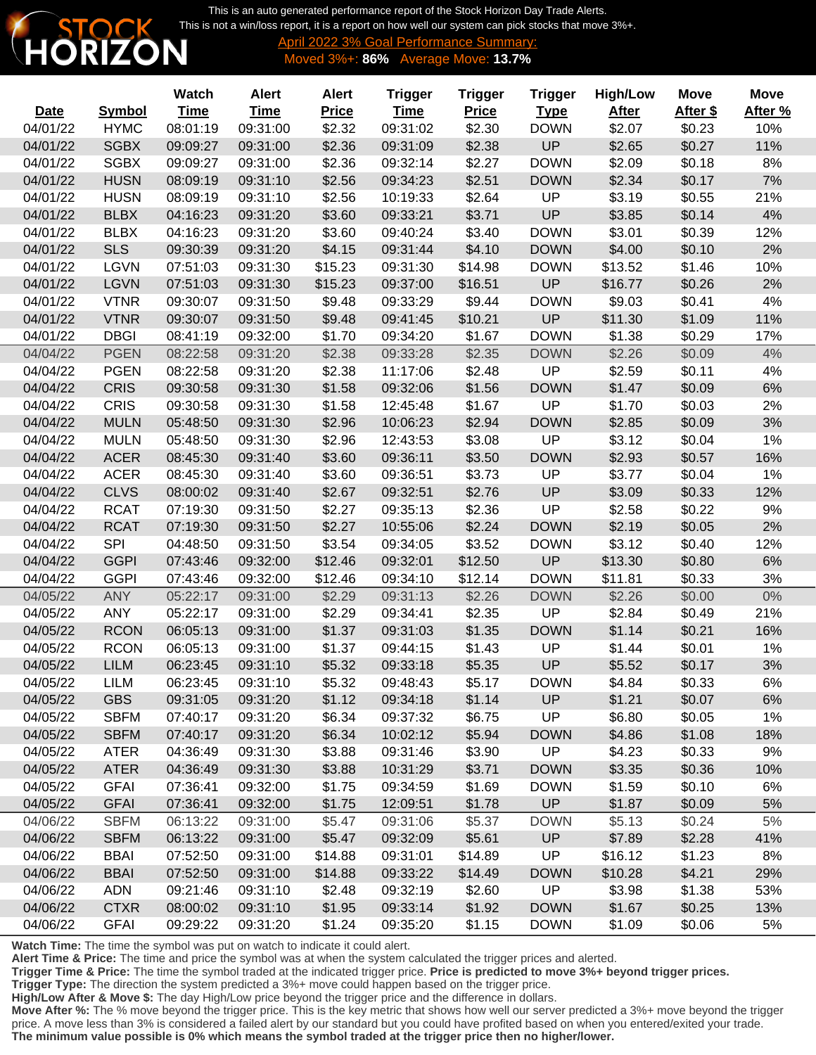STOCK HORIZON

This is an auto generated performance report of the Stock Horizon Day Trade Alerts.
This is not a win/loss report, it is a report on how well our system can pick stocks that move 3%+.

April 2022 3% Goal Performance Summary:
Moved 3%+: **86%** Average Move: **13.7%**

| Date | Symbol | Watch Time | Alert Time | Alert Price | Trigger Time | Trigger Price | Trigger Type | High/Low After | Move After $ | Move After % |
|---|---|---|---|---|---|---|---|---|---|---|
| 04/01/22 | HYMC | 08:01:19 | 09:31:00 | $2.32 | 09:31:02 | $2.30 | DOWN | $2.07 | $0.23 | 10% |
| 04/01/22 | SGBX | 09:09:27 | 09:31:00 | $2.36 | 09:31:09 | $2.38 | UP | $2.65 | $0.27 | 11% |
| 04/01/22 | SGBX | 09:09:27 | 09:31:00 | $2.36 | 09:32:14 | $2.27 | DOWN | $2.09 | $0.18 | 8% |
| 04/01/22 | HUSN | 08:09:19 | 09:31:10 | $2.56 | 09:34:23 | $2.51 | DOWN | $2.34 | $0.17 | 7% |
| 04/01/22 | HUSN | 08:09:19 | 09:31:10 | $2.56 | 10:19:33 | $2.64 | UP | $3.19 | $0.55 | 21% |
| 04/01/22 | BLBX | 04:16:23 | 09:31:20 | $3.60 | 09:33:21 | $3.71 | UP | $3.85 | $0.14 | 4% |
| 04/01/22 | BLBX | 04:16:23 | 09:31:20 | $3.60 | 09:40:24 | $3.40 | DOWN | $3.01 | $0.39 | 12% |
| 04/01/22 | SLS | 09:30:39 | 09:31:20 | $4.15 | 09:31:44 | $4.10 | DOWN | $4.00 | $0.10 | 2% |
| 04/01/22 | LGVN | 07:51:03 | 09:31:30 | $15.23 | 09:31:30 | $14.98 | DOWN | $13.52 | $1.46 | 10% |
| 04/01/22 | LGVN | 07:51:03 | 09:31:30 | $15.23 | 09:37:00 | $16.51 | UP | $16.77 | $0.26 | 2% |
| 04/01/22 | VTNR | 09:30:07 | 09:31:50 | $9.48 | 09:33:29 | $9.44 | DOWN | $9.03 | $0.41 | 4% |
| 04/01/22 | VTNR | 09:30:07 | 09:31:50 | $9.48 | 09:41:45 | $10.21 | UP | $11.30 | $1.09 | 11% |
| 04/01/22 | DBGI | 08:41:19 | 09:32:00 | $1.70 | 09:34:20 | $1.67 | DOWN | $1.38 | $0.29 | 17% |
| 04/04/22 | PGEN | 08:22:58 | 09:31:20 | $2.38 | 09:33:28 | $2.35 | DOWN | $2.26 | $0.09 | 4% |
| 04/04/22 | PGEN | 08:22:58 | 09:31:20 | $2.38 | 11:17:06 | $2.48 | UP | $2.59 | $0.11 | 4% |
| 04/04/22 | CRIS | 09:30:58 | 09:31:30 | $1.58 | 09:32:06 | $1.56 | DOWN | $1.47 | $0.09 | 6% |
| 04/04/22 | CRIS | 09:30:58 | 09:31:30 | $1.58 | 12:45:48 | $1.67 | UP | $1.70 | $0.03 | 2% |
| 04/04/22 | MULN | 05:48:50 | 09:31:30 | $2.96 | 10:06:23 | $2.94 | DOWN | $2.85 | $0.09 | 3% |
| 04/04/22 | MULN | 05:48:50 | 09:31:30 | $2.96 | 12:43:53 | $3.08 | UP | $3.12 | $0.04 | 1% |
| 04/04/22 | ACER | 08:45:30 | 09:31:40 | $3.60 | 09:36:11 | $3.50 | DOWN | $2.93 | $0.57 | 16% |
| 04/04/22 | ACER | 08:45:30 | 09:31:40 | $3.60 | 09:36:51 | $3.73 | UP | $3.77 | $0.04 | 1% |
| 04/04/22 | CLVS | 08:00:02 | 09:31:40 | $2.67 | 09:32:51 | $2.76 | UP | $3.09 | $0.33 | 12% |
| 04/04/22 | RCAT | 07:19:30 | 09:31:50 | $2.27 | 09:35:13 | $2.36 | UP | $2.58 | $0.22 | 9% |
| 04/04/22 | RCAT | 07:19:30 | 09:31:50 | $2.27 | 10:55:06 | $2.24 | DOWN | $2.19 | $0.05 | 2% |
| 04/04/22 | SPI | 04:48:50 | 09:31:50 | $3.54 | 09:34:05 | $3.52 | DOWN | $3.12 | $0.40 | 12% |
| 04/04/22 | GGPI | 07:43:46 | 09:32:00 | $12.46 | 09:32:01 | $12.50 | UP | $13.30 | $0.80 | 6% |
| 04/04/22 | GGPI | 07:43:46 | 09:32:00 | $12.46 | 09:34:10 | $12.14 | DOWN | $11.81 | $0.33 | 3% |
| 04/05/22 | ANY | 05:22:17 | 09:31:00 | $2.29 | 09:31:13 | $2.26 | DOWN | $2.26 | $0.00 | 0% |
| 04/05/22 | ANY | 05:22:17 | 09:31:00 | $2.29 | 09:34:41 | $2.35 | UP | $2.84 | $0.49 | 21% |
| 04/05/22 | RCON | 06:05:13 | 09:31:00 | $1.37 | 09:31:03 | $1.35 | DOWN | $1.14 | $0.21 | 16% |
| 04/05/22 | RCON | 06:05:13 | 09:31:00 | $1.37 | 09:44:15 | $1.43 | UP | $1.44 | $0.01 | 1% |
| 04/05/22 | LILM | 06:23:45 | 09:31:10 | $5.32 | 09:33:18 | $5.35 | UP | $5.52 | $0.17 | 3% |
| 04/05/22 | LILM | 06:23:45 | 09:31:10 | $5.32 | 09:48:43 | $5.17 | DOWN | $4.84 | $0.33 | 6% |
| 04/05/22 | GBS | 09:31:05 | 09:31:20 | $1.12 | 09:34:18 | $1.14 | UP | $1.21 | $0.07 | 6% |
| 04/05/22 | SBFM | 07:40:17 | 09:31:20 | $6.34 | 09:37:32 | $6.75 | UP | $6.80 | $0.05 | 1% |
| 04/05/22 | SBFM | 07:40:17 | 09:31:20 | $6.34 | 10:02:12 | $5.94 | DOWN | $4.86 | $1.08 | 18% |
| 04/05/22 | ATER | 04:36:49 | 09:31:30 | $3.88 | 09:31:46 | $3.90 | UP | $4.23 | $0.33 | 9% |
| 04/05/22 | ATER | 04:36:49 | 09:31:30 | $3.88 | 10:31:29 | $3.71 | DOWN | $3.35 | $0.36 | 10% |
| 04/05/22 | GFAI | 07:36:41 | 09:32:00 | $1.75 | 09:34:59 | $1.69 | DOWN | $1.59 | $0.10 | 6% |
| 04/05/22 | GFAI | 07:36:41 | 09:32:00 | $1.75 | 12:09:51 | $1.78 | UP | $1.87 | $0.09 | 5% |
| 04/06/22 | SBFM | 06:13:22 | 09:31:00 | $5.47 | 09:31:06 | $5.37 | DOWN | $5.13 | $0.24 | 5% |
| 04/06/22 | SBFM | 06:13:22 | 09:31:00 | $5.47 | 09:32:09 | $5.61 | UP | $7.89 | $2.28 | 41% |
| 04/06/22 | BBAI | 07:52:50 | 09:31:00 | $14.88 | 09:31:01 | $14.89 | UP | $16.12 | $1.23 | 8% |
| 04/06/22 | BBAI | 07:52:50 | 09:31:00 | $14.88 | 09:33:22 | $14.49 | DOWN | $10.28 | $4.21 | 29% |
| 04/06/22 | ADN | 09:21:46 | 09:31:10 | $2.48 | 09:32:19 | $2.60 | UP | $3.98 | $1.38 | 53% |
| 04/06/22 | CTXR | 08:00:02 | 09:31:10 | $1.95 | 09:33:14 | $1.92 | DOWN | $1.67 | $0.25 | 13% |
| 04/06/22 | GFAI | 09:29:22 | 09:31:20 | $1.24 | 09:35:20 | $1.15 | DOWN | $1.09 | $0.06 | 5% |

**Watch Time:** The time the symbol was put on watch to indicate it could alert.
**Alert Time & Price:** The time and price the symbol was at when the system calculated the trigger prices and alerted.
**Trigger Time & Price:** The time the symbol traded at the indicated trigger price. **Price is predicted to move 3%+ beyond trigger prices.**
**Trigger Type:** The direction the system predicted a 3%+ move could happen based on the trigger price.
**High/Low After & Move $:** The day High/Low price beyond the trigger price and the difference in dollars.
**Move After %:** The % move beyond the trigger price. This is the key metric that shows how well our server predicted a 3%+ move beyond the trigger price. A move less than 3% is considered a failed alert by our standard but you could have profited based on when you entered/exited your trade.
**The minimum value possible is 0% which means the symbol traded at the trigger price then no higher/lower.**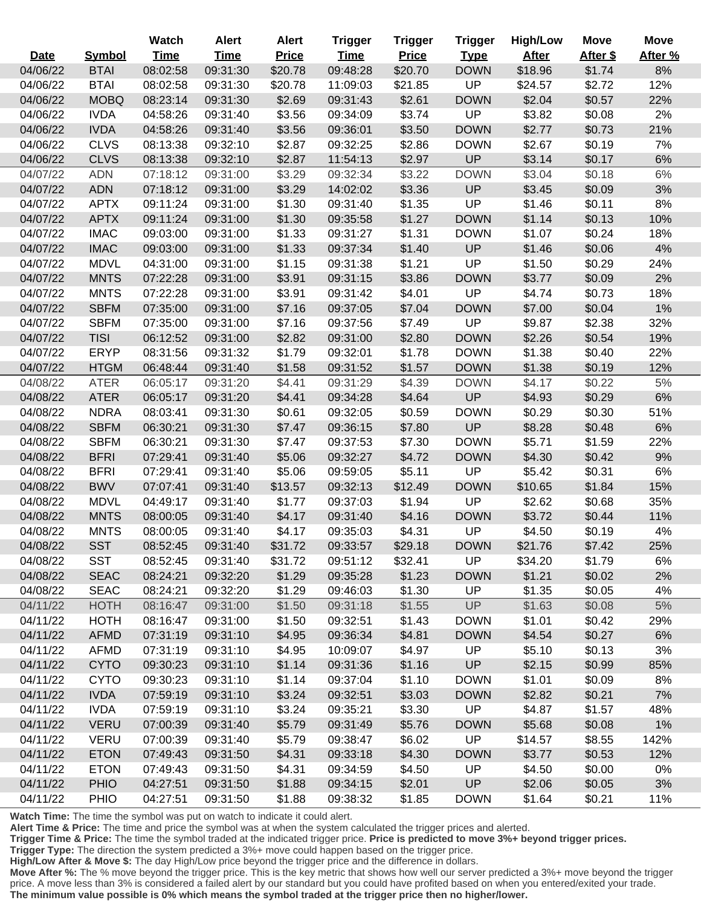| Date | Symbol | Watch Time | Alert Time | Alert Price | Trigger Time | Trigger Price | Trigger Type | High/Low After | Move After $ | Move After % |
|---|---|---|---|---|---|---|---|---|---|---|
| 04/06/22 | BTAI | 08:02:58 | 09:31:30 | $20.78 | 09:48:28 | $20.70 | DOWN | $18.96 | $1.74 | 8% |
| 04/06/22 | BTAI | 08:02:58 | 09:31:30 | $20.78 | 11:09:03 | $21.85 | UP | $24.57 | $2.72 | 12% |
| 04/06/22 | MOBQ | 08:23:14 | 09:31:30 | $2.69 | 09:31:43 | $2.61 | DOWN | $2.04 | $0.57 | 22% |
| 04/06/22 | IVDA | 04:58:26 | 09:31:40 | $3.56 | 09:34:09 | $3.74 | UP | $3.82 | $0.08 | 2% |
| 04/06/22 | IVDA | 04:58:26 | 09:31:40 | $3.56 | 09:36:01 | $3.50 | DOWN | $2.77 | $0.73 | 21% |
| 04/06/22 | CLVS | 08:13:38 | 09:32:10 | $2.87 | 09:32:25 | $2.86 | DOWN | $2.67 | $0.19 | 7% |
| 04/06/22 | CLVS | 08:13:38 | 09:32:10 | $2.87 | 11:54:13 | $2.97 | UP | $3.14 | $0.17 | 6% |
| 04/07/22 | ADN | 07:18:12 | 09:31:00 | $3.29 | 09:32:34 | $3.22 | DOWN | $3.04 | $0.18 | 6% |
| 04/07/22 | ADN | 07:18:12 | 09:31:00 | $3.29 | 14:02:02 | $3.36 | UP | $3.45 | $0.09 | 3% |
| 04/07/22 | APTX | 09:11:24 | 09:31:00 | $1.30 | 09:31:40 | $1.35 | UP | $1.46 | $0.11 | 8% |
| 04/07/22 | APTX | 09:11:24 | 09:31:00 | $1.30 | 09:35:58 | $1.27 | DOWN | $1.14 | $0.13 | 10% |
| 04/07/22 | IMAC | 09:03:00 | 09:31:00 | $1.33 | 09:31:27 | $1.31 | DOWN | $1.07 | $0.24 | 18% |
| 04/07/22 | IMAC | 09:03:00 | 09:31:00 | $1.33 | 09:37:34 | $1.40 | UP | $1.46 | $0.06 | 4% |
| 04/07/22 | MDVL | 04:31:00 | 09:31:00 | $1.15 | 09:31:38 | $1.21 | UP | $1.50 | $0.29 | 24% |
| 04/07/22 | MNTS | 07:22:28 | 09:31:00 | $3.91 | 09:31:15 | $3.86 | DOWN | $3.77 | $0.09 | 2% |
| 04/07/22 | MNTS | 07:22:28 | 09:31:00 | $3.91 | 09:31:42 | $4.01 | UP | $4.74 | $0.73 | 18% |
| 04/07/22 | SBFM | 07:35:00 | 09:31:00 | $7.16 | 09:37:05 | $7.04 | DOWN | $7.00 | $0.04 | 1% |
| 04/07/22 | SBFM | 07:35:00 | 09:31:00 | $7.16 | 09:37:56 | $7.49 | UP | $9.87 | $2.38 | 32% |
| 04/07/22 | TISI | 06:12:52 | 09:31:00 | $2.82 | 09:31:00 | $2.80 | DOWN | $2.26 | $0.54 | 19% |
| 04/07/22 | ERYP | 08:31:56 | 09:31:32 | $1.79 | 09:32:01 | $1.78 | DOWN | $1.38 | $0.40 | 22% |
| 04/07/22 | HTGM | 06:48:44 | 09:31:40 | $1.58 | 09:31:52 | $1.57 | DOWN | $1.38 | $0.19 | 12% |
| 04/08/22 | ATER | 06:05:17 | 09:31:20 | $4.41 | 09:31:29 | $4.39 | DOWN | $4.17 | $0.22 | 5% |
| 04/08/22 | ATER | 06:05:17 | 09:31:20 | $4.41 | 09:34:28 | $4.64 | UP | $4.93 | $0.29 | 6% |
| 04/08/22 | NDRA | 08:03:41 | 09:31:30 | $0.61 | 09:32:05 | $0.59 | DOWN | $0.29 | $0.30 | 51% |
| 04/08/22 | SBFM | 06:30:21 | 09:31:30 | $7.47 | 09:36:15 | $7.80 | UP | $8.28 | $0.48 | 6% |
| 04/08/22 | SBFM | 06:30:21 | 09:31:30 | $7.47 | 09:37:53 | $7.30 | DOWN | $5.71 | $1.59 | 22% |
| 04/08/22 | BFRI | 07:29:41 | 09:31:40 | $5.06 | 09:32:27 | $4.72 | DOWN | $4.30 | $0.42 | 9% |
| 04/08/22 | BFRI | 07:29:41 | 09:31:40 | $5.06 | 09:59:05 | $5.11 | UP | $5.42 | $0.31 | 6% |
| 04/08/22 | BWV | 07:07:41 | 09:31:40 | $13.57 | 09:32:13 | $12.49 | DOWN | $10.65 | $1.84 | 15% |
| 04/08/22 | MDVL | 04:49:17 | 09:31:40 | $1.77 | 09:37:03 | $1.94 | UP | $2.62 | $0.68 | 35% |
| 04/08/22 | MNTS | 08:00:05 | 09:31:40 | $4.17 | 09:31:40 | $4.16 | DOWN | $3.72 | $0.44 | 11% |
| 04/08/22 | MNTS | 08:00:05 | 09:31:40 | $4.17 | 09:35:03 | $4.31 | UP | $4.50 | $0.19 | 4% |
| 04/08/22 | SST | 08:52:45 | 09:31:40 | $31.72 | 09:33:57 | $29.18 | DOWN | $21.76 | $7.42 | 25% |
| 04/08/22 | SST | 08:52:45 | 09:31:40 | $31.72 | 09:51:12 | $32.41 | UP | $34.20 | $1.79 | 6% |
| 04/08/22 | SEAC | 08:24:21 | 09:32:20 | $1.29 | 09:35:28 | $1.23 | DOWN | $1.21 | $0.02 | 2% |
| 04/08/22 | SEAC | 08:24:21 | 09:32:20 | $1.29 | 09:46:03 | $1.30 | UP | $1.35 | $0.05 | 4% |
| 04/11/22 | HOTH | 08:16:47 | 09:31:00 | $1.50 | 09:31:18 | $1.55 | UP | $1.63 | $0.08 | 5% |
| 04/11/22 | HOTH | 08:16:47 | 09:31:00 | $1.50 | 09:32:51 | $1.43 | DOWN | $1.01 | $0.42 | 29% |
| 04/11/22 | AFMD | 07:31:19 | 09:31:10 | $4.95 | 09:36:34 | $4.81 | DOWN | $4.54 | $0.27 | 6% |
| 04/11/22 | AFMD | 07:31:19 | 09:31:10 | $4.95 | 10:09:07 | $4.97 | UP | $5.10 | $0.13 | 3% |
| 04/11/22 | CYTO | 09:30:23 | 09:31:10 | $1.14 | 09:31:36 | $1.16 | UP | $2.15 | $0.99 | 85% |
| 04/11/22 | CYTO | 09:30:23 | 09:31:10 | $1.14 | 09:37:04 | $1.10 | DOWN | $1.01 | $0.09 | 8% |
| 04/11/22 | IVDA | 07:59:19 | 09:31:10 | $3.24 | 09:32:51 | $3.03 | DOWN | $2.82 | $0.21 | 7% |
| 04/11/22 | IVDA | 07:59:19 | 09:31:10 | $3.24 | 09:35:21 | $3.30 | UP | $4.87 | $1.57 | 48% |
| 04/11/22 | VERU | 07:00:39 | 09:31:40 | $5.79 | 09:31:49 | $5.76 | DOWN | $5.68 | $0.08 | 1% |
| 04/11/22 | VERU | 07:00:39 | 09:31:40 | $5.79 | 09:38:47 | $6.02 | UP | $14.57 | $8.55 | 142% |
| 04/11/22 | ETON | 07:49:43 | 09:31:50 | $4.31 | 09:33:18 | $4.30 | DOWN | $3.77 | $0.53 | 12% |
| 04/11/22 | ETON | 07:49:43 | 09:31:50 | $4.31 | 09:34:59 | $4.50 | UP | $4.50 | $0.00 | 0% |
| 04/11/22 | PHIO | 04:27:51 | 09:31:50 | $1.88 | 09:34:15 | $2.01 | UP | $2.06 | $0.05 | 3% |
| 04/11/22 | PHIO | 04:27:51 | 09:31:50 | $1.88 | 09:38:32 | $1.85 | DOWN | $1.64 | $0.21 | 11% |

**Watch Time:** The time the symbol was put on watch to indicate it could alert.
**Alert Time & Price:** The time and price the symbol was at when the system calculated the trigger prices and alerted.
**Trigger Time & Price:** The time the symbol traded at the indicated trigger price. **Price is predicted to move 3%+ beyond trigger prices.**
**Trigger Type:** The direction the system predicted a 3%+ move could happen based on the trigger price.
**High/Low After & Move $:** The day High/Low price beyond the trigger price and the difference in dollars.
**Move After %:** The % move beyond the trigger price. This is the key metric that shows how well our server predicted a 3%+ move beyond the trigger price. A move less than 3% is considered a failed alert by our standard but you could have profited based on when you entered/exited your trade. **The minimum value possible is 0% which means the symbol traded at the trigger price then no higher/lower.**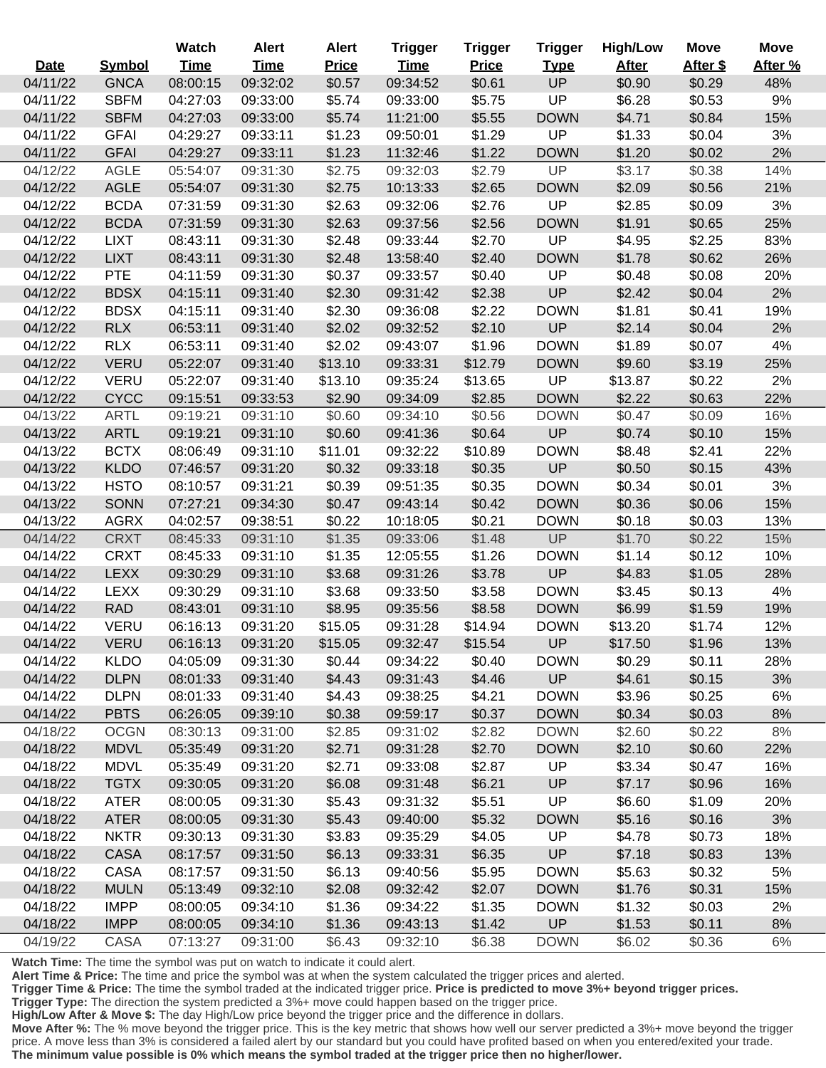| Date | Symbol | Watch Time | Alert Time | Alert Price | Trigger Time | Trigger Price | Trigger Type | High/Low After | Move After $ | Move After % |
|---|---|---|---|---|---|---|---|---|---|---|
| 04/11/22 | GNCA | 08:00:15 | 09:32:02 | $0.57 | 09:34:52 | $0.61 | UP | $0.90 | $0.29 | 48% |
| 04/11/22 | SBFM | 04:27:03 | 09:33:00 | $5.74 | 09:33:00 | $5.75 | UP | $6.28 | $0.53 | 9% |
| 04/11/22 | SBFM | 04:27:03 | 09:33:00 | $5.74 | 11:21:00 | $5.55 | DOWN | $4.71 | $0.84 | 15% |
| 04/11/22 | GFAI | 04:29:27 | 09:33:11 | $1.23 | 09:50:01 | $1.29 | UP | $1.33 | $0.04 | 3% |
| 04/11/22 | GFAI | 04:29:27 | 09:33:11 | $1.23 | 11:32:46 | $1.22 | DOWN | $1.20 | $0.02 | 2% |
| 04/12/22 | AGLE | 05:54:07 | 09:31:30 | $2.75 | 09:32:03 | $2.79 | UP | $3.17 | $0.38 | 14% |
| 04/12/22 | AGLE | 05:54:07 | 09:31:30 | $2.75 | 10:13:33 | $2.65 | DOWN | $2.09 | $0.56 | 21% |
| 04/12/22 | BCDA | 07:31:59 | 09:31:30 | $2.63 | 09:32:06 | $2.76 | UP | $2.85 | $0.09 | 3% |
| 04/12/22 | BCDA | 07:31:59 | 09:31:30 | $2.63 | 09:37:56 | $2.56 | DOWN | $1.91 | $0.65 | 25% |
| 04/12/22 | LIXT | 08:43:11 | 09:31:30 | $2.48 | 09:33:44 | $2.70 | UP | $4.95 | $2.25 | 83% |
| 04/12/22 | LIXT | 08:43:11 | 09:31:30 | $2.48 | 13:58:40 | $2.40 | DOWN | $1.78 | $0.62 | 26% |
| 04/12/22 | PTE | 04:11:59 | 09:31:30 | $0.37 | 09:33:57 | $0.40 | UP | $0.48 | $0.08 | 20% |
| 04/12/22 | BDSX | 04:15:11 | 09:31:40 | $2.30 | 09:31:42 | $2.38 | UP | $2.42 | $0.04 | 2% |
| 04/12/22 | BDSX | 04:15:11 | 09:31:40 | $2.30 | 09:36:08 | $2.22 | DOWN | $1.81 | $0.41 | 19% |
| 04/12/22 | RLX | 06:53:11 | 09:31:40 | $2.02 | 09:32:52 | $2.10 | UP | $2.14 | $0.04 | 2% |
| 04/12/22 | RLX | 06:53:11 | 09:31:40 | $2.02 | 09:43:07 | $1.96 | DOWN | $1.89 | $0.07 | 4% |
| 04/12/22 | VERU | 05:22:07 | 09:31:40 | $13.10 | 09:33:31 | $12.79 | DOWN | $9.60 | $3.19 | 25% |
| 04/12/22 | VERU | 05:22:07 | 09:31:40 | $13.10 | 09:35:24 | $13.65 | UP | $13.87 | $0.22 | 2% |
| 04/12/22 | CYCC | 09:15:51 | 09:33:53 | $2.90 | 09:34:09 | $2.85 | DOWN | $2.22 | $0.63 | 22% |
| 04/13/22 | ARTL | 09:19:21 | 09:31:10 | $0.60 | 09:34:10 | $0.56 | DOWN | $0.47 | $0.09 | 16% |
| 04/13/22 | ARTL | 09:19:21 | 09:31:10 | $0.60 | 09:41:36 | $0.64 | UP | $0.74 | $0.10 | 15% |
| 04/13/22 | BCTX | 08:06:49 | 09:31:10 | $11.01 | 09:32:22 | $10.89 | DOWN | $8.48 | $2.41 | 22% |
| 04/13/22 | KLDO | 07:46:57 | 09:31:20 | $0.32 | 09:33:18 | $0.35 | UP | $0.50 | $0.15 | 43% |
| 04/13/22 | HSTO | 08:10:57 | 09:31:21 | $0.39 | 09:51:35 | $0.35 | DOWN | $0.34 | $0.01 | 3% |
| 04/13/22 | SONN | 07:27:21 | 09:34:30 | $0.47 | 09:43:14 | $0.42 | DOWN | $0.36 | $0.06 | 15% |
| 04/13/22 | AGRX | 04:02:57 | 09:38:51 | $0.22 | 10:18:05 | $0.21 | DOWN | $0.18 | $0.03 | 13% |
| 04/14/22 | CRXT | 08:45:33 | 09:31:10 | $1.35 | 09:33:06 | $1.48 | UP | $1.70 | $0.22 | 15% |
| 04/14/22 | CRXT | 08:45:33 | 09:31:10 | $1.35 | 12:05:55 | $1.26 | DOWN | $1.14 | $0.12 | 10% |
| 04/14/22 | LEXX | 09:30:29 | 09:31:10 | $3.68 | 09:31:26 | $3.78 | UP | $4.83 | $1.05 | 28% |
| 04/14/22 | LEXX | 09:30:29 | 09:31:10 | $3.68 | 09:33:50 | $3.58 | DOWN | $3.45 | $0.13 | 4% |
| 04/14/22 | RAD | 08:43:01 | 09:31:10 | $8.95 | 09:35:56 | $8.58 | DOWN | $6.99 | $1.59 | 19% |
| 04/14/22 | VERU | 06:16:13 | 09:31:20 | $15.05 | 09:31:28 | $14.94 | DOWN | $13.20 | $1.74 | 12% |
| 04/14/22 | VERU | 06:16:13 | 09:31:20 | $15.05 | 09:32:47 | $15.54 | UP | $17.50 | $1.96 | 13% |
| 04/14/22 | KLDO | 04:05:09 | 09:31:30 | $0.44 | 09:34:22 | $0.40 | DOWN | $0.29 | $0.11 | 28% |
| 04/14/22 | DLPN | 08:01:33 | 09:31:40 | $4.43 | 09:31:43 | $4.46 | UP | $4.61 | $0.15 | 3% |
| 04/14/22 | DLPN | 08:01:33 | 09:31:40 | $4.43 | 09:38:25 | $4.21 | DOWN | $3.96 | $0.25 | 6% |
| 04/14/22 | PBTS | 06:26:05 | 09:39:10 | $0.38 | 09:59:17 | $0.37 | DOWN | $0.34 | $0.03 | 8% |
| 04/18/22 | OCGN | 08:30:13 | 09:31:00 | $2.85 | 09:31:02 | $2.82 | DOWN | $2.60 | $0.22 | 8% |
| 04/18/22 | MDVL | 05:35:49 | 09:31:20 | $2.71 | 09:31:28 | $2.70 | DOWN | $2.10 | $0.60 | 22% |
| 04/18/22 | MDVL | 05:35:49 | 09:31:20 | $2.71 | 09:33:08 | $2.87 | UP | $3.34 | $0.47 | 16% |
| 04/18/22 | TGTX | 09:30:05 | 09:31:20 | $6.08 | 09:31:48 | $6.21 | UP | $7.17 | $0.96 | 16% |
| 04/18/22 | ATER | 08:00:05 | 09:31:30 | $5.43 | 09:31:32 | $5.51 | UP | $6.60 | $1.09 | 20% |
| 04/18/22 | ATER | 08:00:05 | 09:31:30 | $5.43 | 09:40:00 | $5.32 | DOWN | $5.16 | $0.16 | 3% |
| 04/18/22 | NKTR | 09:30:13 | 09:31:30 | $3.83 | 09:35:29 | $4.05 | UP | $4.78 | $0.73 | 18% |
| 04/18/22 | CASA | 08:17:57 | 09:31:50 | $6.13 | 09:33:31 | $6.35 | UP | $7.18 | $0.83 | 13% |
| 04/18/22 | CASA | 08:17:57 | 09:31:50 | $6.13 | 09:40:56 | $5.95 | DOWN | $5.63 | $0.32 | 5% |
| 04/18/22 | MULN | 05:13:49 | 09:32:10 | $2.08 | 09:32:42 | $2.07 | DOWN | $1.76 | $0.31 | 15% |
| 04/18/22 | IMPP | 08:00:05 | 09:34:10 | $1.36 | 09:34:22 | $1.35 | DOWN | $1.32 | $0.03 | 2% |
| 04/18/22 | IMPP | 08:00:05 | 09:34:10 | $1.36 | 09:43:13 | $1.42 | UP | $1.53 | $0.11 | 8% |
| 04/19/22 | CASA | 07:13:27 | 09:31:00 | $6.43 | 09:32:10 | $6.38 | DOWN | $6.02 | $0.36 | 6% |

**Watch Time:** The time the symbol was put on watch to indicate it could alert.
**Alert Time & Price:** The time and price the symbol was at when the system calculated the trigger prices and alerted.
**Trigger Time & Price:** The time the symbol traded at the indicated trigger price. **Price is predicted to move 3%+ beyond trigger prices.**
**Trigger Type:** The direction the system predicted a 3%+ move could happen based on the trigger price.
**High/Low After & Move $:** The day High/Low price beyond the trigger price and the difference in dollars.
**Move After %:** The % move beyond the trigger price. This is the key metric that shows how well our server predicted a 3%+ move beyond the trigger price. A move less than 3% is considered a failed alert by our standard but you could have profited based on when you entered/exited your trade. **The minimum value possible is 0% which means the symbol traded at the trigger price then no higher/lower.**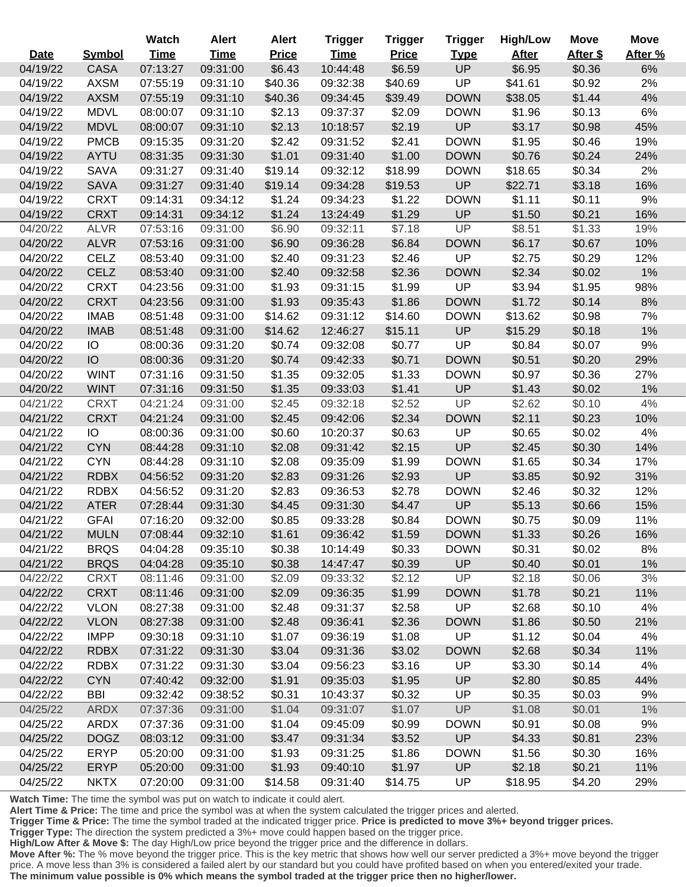| Date | Symbol | Watch Time | Alert Time | Alert Price | Trigger Time | Trigger Price | Trigger Type | High/Low After | Move After $ | Move After % |
|---|---|---|---|---|---|---|---|---|---|---|
| 04/19/22 | CASA | 07:13:27 | 09:31:00 | $6.43 | 10:44:48 | $6.59 | UP | $6.95 | $0.36 | 6% |
| 04/19/22 | AXSM | 07:55:19 | 09:31:10 | $40.36 | 09:32:38 | $40.69 | UP | $41.61 | $0.92 | 2% |
| 04/19/22 | AXSM | 07:55:19 | 09:31:10 | $40.36 | 09:34:45 | $39.49 | DOWN | $38.05 | $1.44 | 4% |
| 04/19/22 | MDVL | 08:00:07 | 09:31:10 | $2.13 | 09:37:37 | $2.09 | DOWN | $1.96 | $0.13 | 6% |
| 04/19/22 | MDVL | 08:00:07 | 09:31:10 | $2.13 | 10:18:57 | $2.19 | UP | $3.17 | $0.98 | 45% |
| 04/19/22 | PMCB | 09:15:35 | 09:31:20 | $2.42 | 09:31:52 | $2.41 | DOWN | $1.95 | $0.46 | 19% |
| 04/19/22 | AYTU | 08:31:35 | 09:31:30 | $1.01 | 09:31:40 | $1.00 | DOWN | $0.76 | $0.24 | 24% |
| 04/19/22 | SAVA | 09:31:27 | 09:31:40 | $19.14 | 09:32:12 | $18.99 | DOWN | $18.65 | $0.34 | 2% |
| 04/19/22 | SAVA | 09:31:27 | 09:31:40 | $19.14 | 09:34:28 | $19.53 | UP | $22.71 | $3.18 | 16% |
| 04/19/22 | CRXT | 09:14:31 | 09:34:12 | $1.24 | 09:34:23 | $1.22 | DOWN | $1.11 | $0.11 | 9% |
| 04/19/22 | CRXT | 09:14:31 | 09:34:12 | $1.24 | 13:24:49 | $1.29 | UP | $1.50 | $0.21 | 16% |
| 04/20/22 | ALVR | 07:53:16 | 09:31:00 | $6.90 | 09:32:11 | $7.18 | UP | $8.51 | $1.33 | 19% |
| 04/20/22 | ALVR | 07:53:16 | 09:31:00 | $6.90 | 09:36:28 | $6.84 | DOWN | $6.17 | $0.67 | 10% |
| 04/20/22 | CELZ | 08:53:40 | 09:31:00 | $2.40 | 09:31:23 | $2.46 | UP | $2.75 | $0.29 | 12% |
| 04/20/22 | CELZ | 08:53:40 | 09:31:00 | $2.40 | 09:32:58 | $2.36 | DOWN | $2.34 | $0.02 | 1% |
| 04/20/22 | CRXT | 04:23:56 | 09:31:00 | $1.93 | 09:31:15 | $1.99 | UP | $3.94 | $1.95 | 98% |
| 04/20/22 | CRXT | 04:23:56 | 09:31:00 | $1.93 | 09:35:43 | $1.86 | DOWN | $1.72 | $0.14 | 8% |
| 04/20/22 | IMAB | 08:51:48 | 09:31:00 | $14.62 | 09:31:12 | $14.60 | DOWN | $13.62 | $0.98 | 7% |
| 04/20/22 | IMAB | 08:51:48 | 09:31:00 | $14.62 | 12:46:27 | $15.11 | UP | $15.29 | $0.18 | 1% |
| 04/20/22 | IO | 08:00:36 | 09:31:20 | $0.74 | 09:32:08 | $0.77 | UP | $0.84 | $0.07 | 9% |
| 04/20/22 | IO | 08:00:36 | 09:31:20 | $0.74 | 09:42:33 | $0.71 | DOWN | $0.51 | $0.20 | 29% |
| 04/20/22 | WINT | 07:31:16 | 09:31:50 | $1.35 | 09:32:05 | $1.33 | DOWN | $0.97 | $0.36 | 27% |
| 04/20/22 | WINT | 07:31:16 | 09:31:50 | $1.35 | 09:33:03 | $1.41 | UP | $1.43 | $0.02 | 1% |
| 04/21/22 | CRXT | 04:21:24 | 09:31:00 | $2.45 | 09:32:18 | $2.52 | UP | $2.62 | $0.10 | 4% |
| 04/21/22 | CRXT | 04:21:24 | 09:31:00 | $2.45 | 09:42:06 | $2.34 | DOWN | $2.11 | $0.23 | 10% |
| 04/21/22 | IO | 08:00:36 | 09:31:00 | $0.60 | 10:20:37 | $0.63 | UP | $0.65 | $0.02 | 4% |
| 04/21/22 | CYN | 08:44:28 | 09:31:10 | $2.08 | 09:31:42 | $2.15 | UP | $2.45 | $0.30 | 14% |
| 04/21/22 | CYN | 08:44:28 | 09:31:10 | $2.08 | 09:35:09 | $1.99 | DOWN | $1.65 | $0.34 | 17% |
| 04/21/22 | RDBX | 04:56:52 | 09:31:20 | $2.83 | 09:31:26 | $2.93 | UP | $3.85 | $0.92 | 31% |
| 04/21/22 | RDBX | 04:56:52 | 09:31:20 | $2.83 | 09:36:53 | $2.78 | DOWN | $2.46 | $0.32 | 12% |
| 04/21/22 | ATER | 07:28:44 | 09:31:30 | $4.45 | 09:31:30 | $4.47 | UP | $5.13 | $0.66 | 15% |
| 04/21/22 | GFAI | 07:16:20 | 09:32:00 | $0.85 | 09:33:28 | $0.84 | DOWN | $0.75 | $0.09 | 11% |
| 04/21/22 | MULN | 07:08:44 | 09:32:10 | $1.61 | 09:36:42 | $1.59 | DOWN | $1.33 | $0.26 | 16% |
| 04/21/22 | BRQS | 04:04:28 | 09:35:10 | $0.38 | 10:14:49 | $0.33 | DOWN | $0.31 | $0.02 | 8% |
| 04/21/22 | BRQS | 04:04:28 | 09:35:10 | $0.38 | 14:47:47 | $0.39 | UP | $0.40 | $0.01 | 1% |
| 04/22/22 | CRXT | 08:11:46 | 09:31:00 | $2.09 | 09:33:32 | $2.12 | UP | $2.18 | $0.06 | 3% |
| 04/22/22 | CRXT | 08:11:46 | 09:31:00 | $2.09 | 09:36:35 | $1.99 | DOWN | $1.78 | $0.21 | 11% |
| 04/22/22 | VLON | 08:27:38 | 09:31:00 | $2.48 | 09:31:37 | $2.58 | UP | $2.68 | $0.10 | 4% |
| 04/22/22 | VLON | 08:27:38 | 09:31:00 | $2.48 | 09:36:41 | $2.36 | DOWN | $1.86 | $0.50 | 21% |
| 04/22/22 | IMPP | 09:30:18 | 09:31:10 | $1.07 | 09:36:19 | $1.08 | UP | $1.12 | $0.04 | 4% |
| 04/22/22 | RDBX | 07:31:22 | 09:31:30 | $3.04 | 09:31:36 | $3.02 | DOWN | $2.68 | $0.34 | 11% |
| 04/22/22 | RDBX | 07:31:22 | 09:31:30 | $3.04 | 09:56:23 | $3.16 | UP | $3.30 | $0.14 | 4% |
| 04/22/22 | CYN | 07:40:42 | 09:32:00 | $1.91 | 09:35:03 | $1.95 | UP | $2.80 | $0.85 | 44% |
| 04/22/22 | BBI | 09:32:42 | 09:38:52 | $0.31 | 10:43:37 | $0.32 | UP | $0.35 | $0.03 | 9% |
| 04/25/22 | ARDX | 07:37:36 | 09:31:00 | $1.04 | 09:31:07 | $1.07 | UP | $1.08 | $0.01 | 1% |
| 04/25/22 | ARDX | 07:37:36 | 09:31:00 | $1.04 | 09:45:09 | $0.99 | DOWN | $0.91 | $0.08 | 9% |
| 04/25/22 | DOGZ | 08:03:12 | 09:31:00 | $3.47 | 09:31:34 | $3.52 | UP | $4.33 | $0.81 | 23% |
| 04/25/22 | ERYP | 05:20:00 | 09:31:00 | $1.93 | 09:31:25 | $1.86 | DOWN | $1.56 | $0.30 | 16% |
| 04/25/22 | ERYP | 05:20:00 | 09:31:00 | $1.93 | 09:40:10 | $1.97 | UP | $2.18 | $0.21 | 11% |
| 04/25/22 | NKTX | 07:20:00 | 09:31:00 | $14.58 | 09:31:40 | $14.75 | UP | $18.95 | $4.20 | 29% |

**Watch Time:** The time the symbol was put on watch to indicate it could alert.
**Alert Time & Price:** The time and price the symbol was at when the system calculated the trigger prices and alerted.
**Trigger Time & Price:** The time the symbol traded at the indicated trigger price. **Price is predicted to move 3%+ beyond trigger prices.**
**Trigger Type:** The direction the system predicted a 3%+ move could happen based on the trigger price.
**High/Low After & Move $:** The day High/Low price beyond the trigger price and the difference in dollars.
**Move After %:** The % move beyond the trigger price. This is the key metric that shows how well our server predicted a 3%+ move beyond the trigger price. A move less than 3% is considered a failed alert by our standard but you could have profited based on when you entered/exited your trade. **The minimum value possible is 0% which means the symbol traded at the trigger price then no higher/lower.**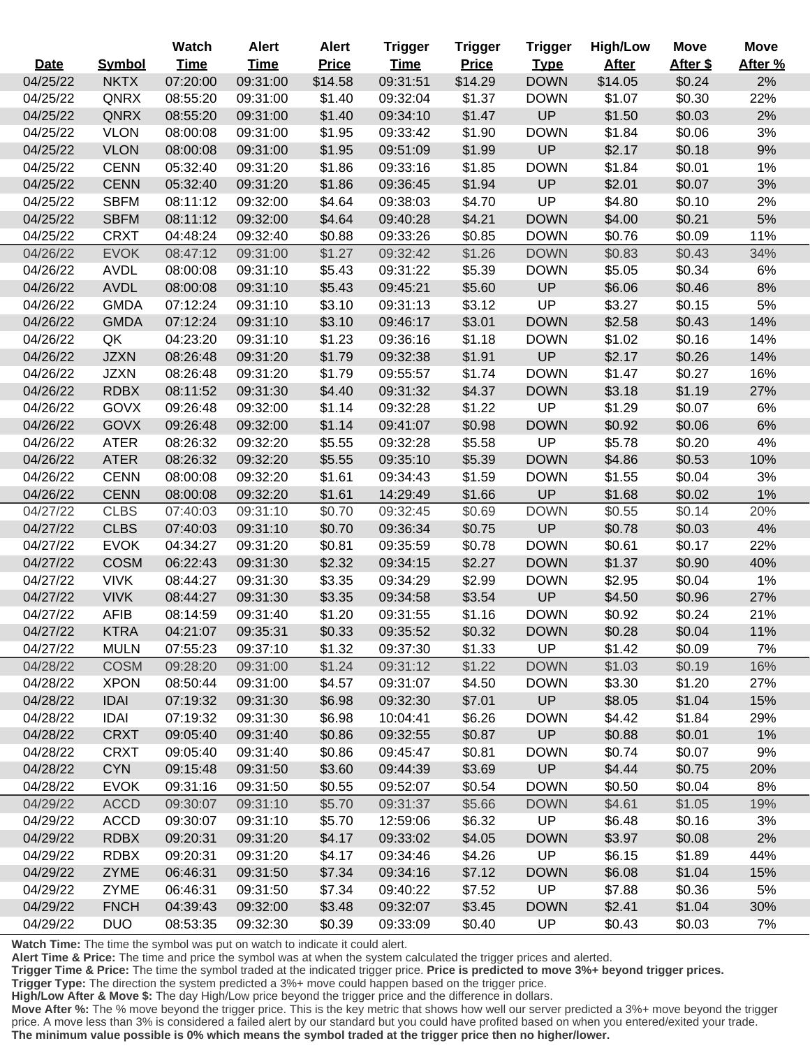| Date | Symbol | Watch Time | Alert Time | Alert Price | Trigger Time | Trigger Price | Trigger Type | High/Low After | Move After $ | Move After % |
|---|---|---|---|---|---|---|---|---|---|---|
| 04/25/22 | NKTX | 07:20:00 | 09:31:00 | $14.58 | 09:31:51 | $14.29 | DOWN | $14.05 | $0.24 | 2% |
| 04/25/22 | QNRX | 08:55:20 | 09:31:00 | $1.40 | 09:32:04 | $1.37 | DOWN | $1.07 | $0.30 | 22% |
| 04/25/22 | QNRX | 08:55:20 | 09:31:00 | $1.40 | 09:34:10 | $1.47 | UP | $1.50 | $0.03 | 2% |
| 04/25/22 | VLON | 08:00:08 | 09:31:00 | $1.95 | 09:33:42 | $1.90 | DOWN | $1.84 | $0.06 | 3% |
| 04/25/22 | VLON | 08:00:08 | 09:31:00 | $1.95 | 09:51:09 | $1.99 | UP | $2.17 | $0.18 | 9% |
| 04/25/22 | CENN | 05:32:40 | 09:31:20 | $1.86 | 09:33:16 | $1.85 | DOWN | $1.84 | $0.01 | 1% |
| 04/25/22 | CENN | 05:32:40 | 09:31:20 | $1.86 | 09:36:45 | $1.94 | UP | $2.01 | $0.07 | 3% |
| 04/25/22 | SBFM | 08:11:12 | 09:32:00 | $4.64 | 09:38:03 | $4.70 | UP | $4.80 | $0.10 | 2% |
| 04/25/22 | SBFM | 08:11:12 | 09:32:00 | $4.64 | 09:40:28 | $4.21 | DOWN | $4.00 | $0.21 | 5% |
| 04/25/22 | CRXT | 04:48:24 | 09:32:40 | $0.88 | 09:33:26 | $0.85 | DOWN | $0.76 | $0.09 | 11% |
| 04/26/22 | EVOK | 08:47:12 | 09:31:00 | $1.27 | 09:32:42 | $1.26 | DOWN | $0.83 | $0.43 | 34% |
| 04/26/22 | AVDL | 08:00:08 | 09:31:10 | $5.43 | 09:31:22 | $5.39 | DOWN | $5.05 | $0.34 | 6% |
| 04/26/22 | AVDL | 08:00:08 | 09:31:10 | $5.43 | 09:45:21 | $5.60 | UP | $6.06 | $0.46 | 8% |
| 04/26/22 | GMDA | 07:12:24 | 09:31:10 | $3.10 | 09:31:13 | $3.12 | UP | $3.27 | $0.15 | 5% |
| 04/26/22 | GMDA | 07:12:24 | 09:31:10 | $3.10 | 09:46:17 | $3.01 | DOWN | $2.58 | $0.43 | 14% |
| 04/26/22 | QK | 04:23:20 | 09:31:10 | $1.23 | 09:36:16 | $1.18 | DOWN | $1.02 | $0.16 | 14% |
| 04/26/22 | JZXN | 08:26:48 | 09:31:20 | $1.79 | 09:32:38 | $1.91 | UP | $2.17 | $0.26 | 14% |
| 04/26/22 | JZXN | 08:26:48 | 09:31:20 | $1.79 | 09:55:57 | $1.74 | DOWN | $1.47 | $0.27 | 16% |
| 04/26/22 | RDBX | 08:11:52 | 09:31:30 | $4.40 | 09:31:32 | $4.37 | DOWN | $3.18 | $1.19 | 27% |
| 04/26/22 | GOVX | 09:26:48 | 09:32:00 | $1.14 | 09:32:28 | $1.22 | UP | $1.29 | $0.07 | 6% |
| 04/26/22 | GOVX | 09:26:48 | 09:32:00 | $1.14 | 09:41:07 | $0.98 | DOWN | $0.92 | $0.06 | 6% |
| 04/26/22 | ATER | 08:26:32 | 09:32:20 | $5.55 | 09:32:28 | $5.58 | UP | $5.78 | $0.20 | 4% |
| 04/26/22 | ATER | 08:26:32 | 09:32:20 | $5.55 | 09:35:10 | $5.39 | DOWN | $4.86 | $0.53 | 10% |
| 04/26/22 | CENN | 08:00:08 | 09:32:20 | $1.61 | 09:34:43 | $1.59 | DOWN | $1.55 | $0.04 | 3% |
| 04/26/22 | CENN | 08:00:08 | 09:32:20 | $1.61 | 14:29:49 | $1.66 | UP | $1.68 | $0.02 | 1% |
| 04/27/22 | CLBS | 07:40:03 | 09:31:10 | $0.70 | 09:32:45 | $0.69 | DOWN | $0.55 | $0.14 | 20% |
| 04/27/22 | CLBS | 07:40:03 | 09:31:10 | $0.70 | 09:36:34 | $0.75 | UP | $0.78 | $0.03 | 4% |
| 04/27/22 | EVOK | 04:34:27 | 09:31:20 | $0.81 | 09:35:59 | $0.78 | DOWN | $0.61 | $0.17 | 22% |
| 04/27/22 | COSM | 06:22:43 | 09:31:30 | $2.32 | 09:34:15 | $2.27 | DOWN | $1.37 | $0.90 | 40% |
| 04/27/22 | VIVK | 08:44:27 | 09:31:30 | $3.35 | 09:34:29 | $2.99 | DOWN | $2.95 | $0.04 | 1% |
| 04/27/22 | VIVK | 08:44:27 | 09:31:30 | $3.35 | 09:34:58 | $3.54 | UP | $4.50 | $0.96 | 27% |
| 04/27/22 | AFIB | 08:14:59 | 09:31:40 | $1.20 | 09:31:55 | $1.16 | DOWN | $0.92 | $0.24 | 21% |
| 04/27/22 | KTRA | 04:21:07 | 09:35:31 | $0.33 | 09:35:52 | $0.32 | DOWN | $0.28 | $0.04 | 11% |
| 04/27/22 | MULN | 07:55:23 | 09:37:10 | $1.32 | 09:37:30 | $1.33 | UP | $1.42 | $0.09 | 7% |
| 04/28/22 | COSM | 09:28:20 | 09:31:00 | $1.24 | 09:31:12 | $1.22 | DOWN | $1.03 | $0.19 | 16% |
| 04/28/22 | XPON | 08:50:44 | 09:31:00 | $4.57 | 09:31:07 | $4.50 | DOWN | $3.30 | $1.20 | 27% |
| 04/28/22 | IDAI | 07:19:32 | 09:31:30 | $6.98 | 09:32:30 | $7.01 | UP | $8.05 | $1.04 | 15% |
| 04/28/22 | IDAI | 07:19:32 | 09:31:30 | $6.98 | 10:04:41 | $6.26 | DOWN | $4.42 | $1.84 | 29% |
| 04/28/22 | CRXT | 09:05:40 | 09:31:40 | $0.86 | 09:32:55 | $0.87 | UP | $0.88 | $0.01 | 1% |
| 04/28/22 | CRXT | 09:05:40 | 09:31:40 | $0.86 | 09:45:47 | $0.81 | DOWN | $0.74 | $0.07 | 9% |
| 04/28/22 | CYN | 09:15:48 | 09:31:50 | $3.60 | 09:44:39 | $3.69 | UP | $4.44 | $0.75 | 20% |
| 04/28/22 | EVOK | 09:31:16 | 09:31:50 | $0.55 | 09:52:07 | $0.54 | DOWN | $0.50 | $0.04 | 8% |
| 04/29/22 | ACCD | 09:30:07 | 09:31:10 | $5.70 | 09:31:37 | $5.66 | DOWN | $4.61 | $1.05 | 19% |
| 04/29/22 | ACCD | 09:30:07 | 09:31:10 | $5.70 | 12:59:06 | $6.32 | UP | $6.48 | $0.16 | 3% |
| 04/29/22 | RDBX | 09:20:31 | 09:31:20 | $4.17 | 09:33:02 | $4.05 | DOWN | $3.97 | $0.08 | 2% |
| 04/29/22 | RDBX | 09:20:31 | 09:31:20 | $4.17 | 09:34:46 | $4.26 | UP | $6.15 | $1.89 | 44% |
| 04/29/22 | ZYME | 06:46:31 | 09:31:50 | $7.34 | 09:34:16 | $7.12 | DOWN | $6.08 | $1.04 | 15% |
| 04/29/22 | ZYME | 06:46:31 | 09:31:50 | $7.34 | 09:40:22 | $7.52 | UP | $7.88 | $0.36 | 5% |
| 04/29/22 | FNCH | 04:39:43 | 09:32:00 | $3.48 | 09:32:07 | $3.45 | DOWN | $2.41 | $1.04 | 30% |
| 04/29/22 | DUO | 08:53:35 | 09:32:30 | $0.39 | 09:33:09 | $0.40 | UP | $0.43 | $0.03 | 7% |

**Watch Time:** The time the symbol was put on watch to indicate it could alert.
**Alert Time & Price:** The time and price the symbol was at when the system calculated the trigger prices and alerted.
**Trigger Time & Price:** The time the symbol traded at the indicated trigger price. **Price is predicted to move 3%+ beyond trigger prices.**
**Trigger Type:** The direction the system predicted a 3%+ move could happen based on the trigger price.
**High/Low After & Move $:** The day High/Low price beyond the trigger price and the difference in dollars.
**Move After %:** The % move beyond the trigger price. This is the key metric that shows how well our server predicted a 3%+ move beyond the trigger price. A move less than 3% is considered a failed alert by our standard but you could have profited based on when you entered/exited your trade. **The minimum value possible is 0% which means the symbol traded at the trigger price then no higher/lower.**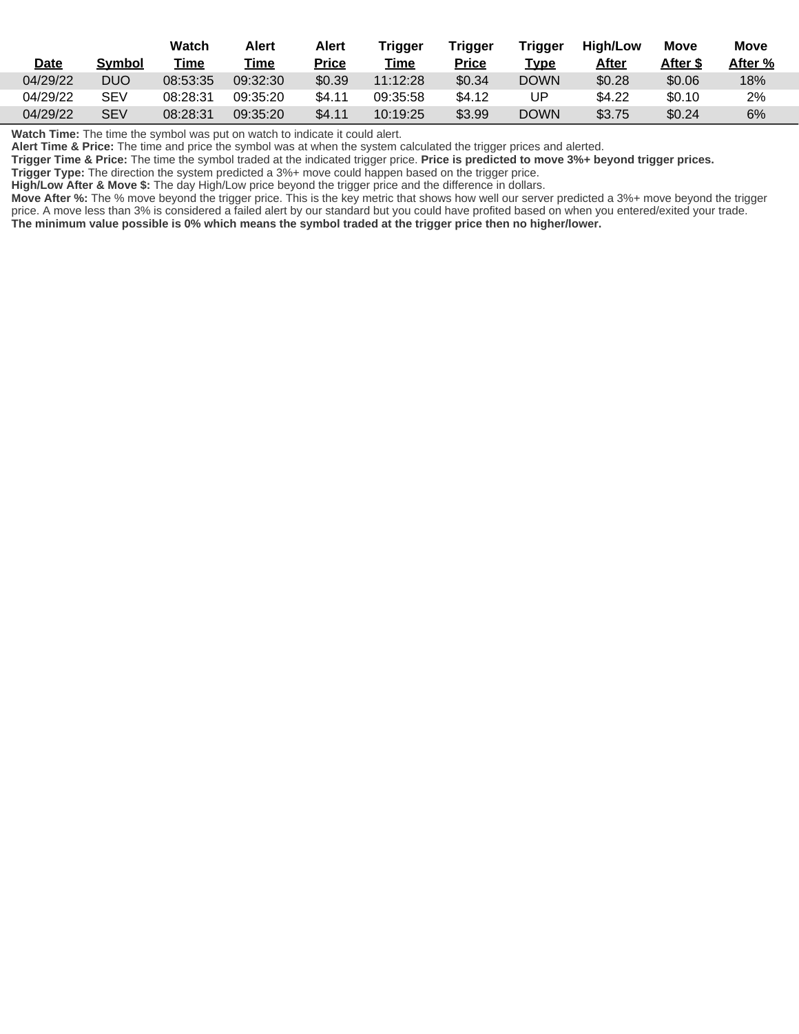| Date | Symbol | Watch Time | Alert Time | Alert Price | Trigger Time | Trigger Price | Trigger Type | High/Low After | Move After $ | Move After % |
|---|---|---|---|---|---|---|---|---|---|---|
| 04/29/22 | DUO | 08:53:35 | 09:32:30 | $0.39 | 11:12:28 | $0.34 | DOWN | $0.28 | $0.06 | 18% |
| 04/29/22 | SEV | 08:28:31 | 09:35:20 | $4.11 | 09:35:58 | $4.12 | UP | $4.22 | $0.10 | 2% |
| 04/29/22 | SEV | 08:28:31 | 09:35:20 | $4.11 | 10:19:25 | $3.99 | DOWN | $3.75 | $0.24 | 6% |

**Watch Time:** The time the symbol was put on watch to indicate it could alert.
**Alert Time & Price:** The time and price the symbol was at when the system calculated the trigger prices and alerted.
**Trigger Time & Price:** The time the symbol traded at the indicated trigger price. **Price is predicted to move 3%+ beyond trigger prices.**
**Trigger Type:** The direction the system predicted a 3%+ move could happen based on the trigger price.
**High/Low After & Move $:** The day High/Low price beyond the trigger price and the difference in dollars.
**Move After %:** The % move beyond the trigger price. This is the key metric that shows how well our server predicted a 3%+ move beyond the trigger price. A move less than 3% is considered a failed alert by our standard but you could have profited based on when you entered/exited your trade.
**The minimum value possible is 0% which means the symbol traded at the trigger price then no higher/lower.**